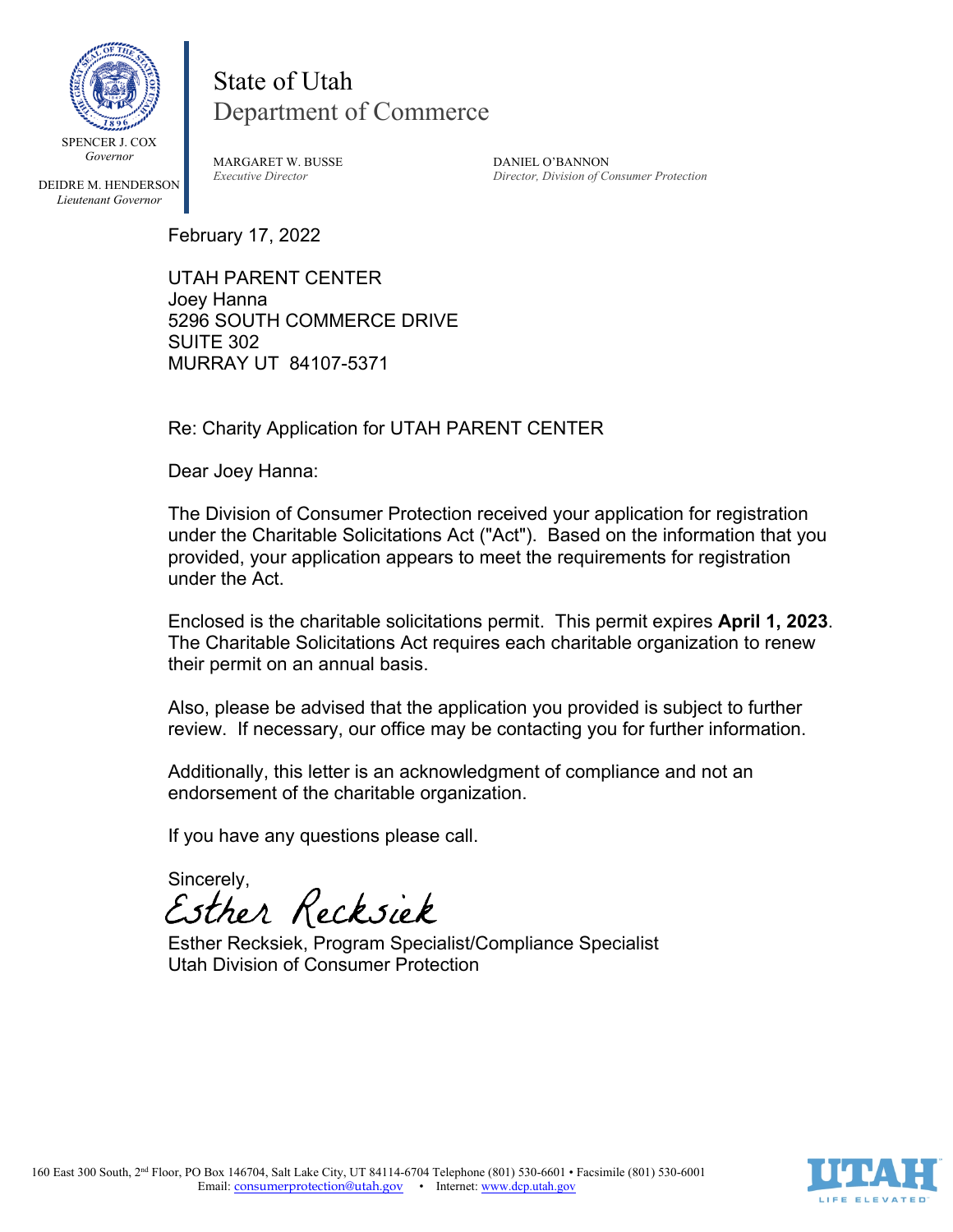SPENCER J. COX
*Governor*

DEIDRE M. HENDERSON
*Lieutenant Governor*

# State of Utah
## Department of Commerce

MARGARET W. BUSSE
*Executive Director*

DANIEL O'BANNON
*Director, Division of Consumer Protection*

February 17, 2022

UTAH PARENT CENTER
Joey Hanna
5296 SOUTH COMMERCE DRIVE
SUITE 302
MURRAY UT 84107-5371

Re: Charity Application for UTAH PARENT CENTER

Dear Joey Hanna:

The Division of Consumer Protection received your application for registration under the Charitable Solicitations Act ("Act"). Based on the information that you provided, your application appears to meet the requirements for registration under the Act.

Enclosed is the charitable solicitations permit. This permit expires **April 1, 2023**. The Charitable Solicitations Act requires each charitable organization to renew their permit on an annual basis.

Also, please be advised that the application you provided is subject to further review. If necessary, our office may be contacting you for further information.

Additionally, this letter is an acknowledgment of compliance and not an endorsement of the charitable organization.

If you have any questions please call.

Sincerely,

*Esther Recksiek*

Esther Recksiek, Program Specialist/Compliance Specialist
Utah Division of Consumer Protection

160 East 300 South, 2nd Floor, PO Box 146704, Salt Lake City, UT 84114-6704 Telephone (801) 530-6601 • Facsimile (801) 530-6001
Email: consumerprotection@utah.gov • Internet: www.dcp.utah.gov

UTAH LIFE ELEVATED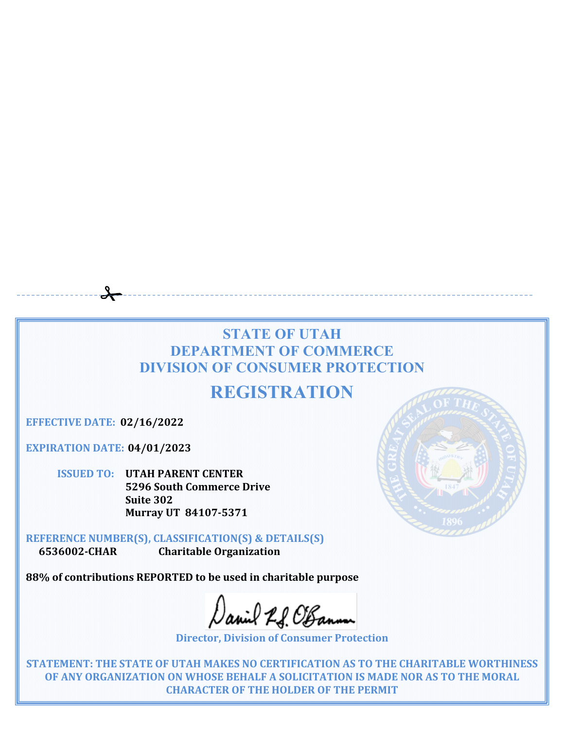# STATE OF UTAH
# DEPARTMENT OF COMMERCE
# DIVISION OF CONSUMER PROTECTION

## REGISTRATION

**EFFECTIVE DATE:** **02/16/2022**

**EXPIRATION DATE:** **04/01/2023**

**ISSUED TO:** **UTAH PARENT CENTER**
**5296 South Commerce Drive**
**Suite 302**
**Murray UT 84107-5371**

**REFERENCE NUMBER(S), CLASSIFICATION(S) & DETAILS(S)**

**6536002-CHAR** **Charitable Organization**

**88% of contributions REPORTED to be used in charitable purpose**

Director, Division of Consumer Protection

**STATEMENT: THE STATE OF UTAH MAKES NO CERTIFICATION AS TO THE CHARITABLE WORTHINESS OF ANY ORGANIZATION ON WHOSE BEHALF A SOLICITATION IS MADE NOR AS TO THE MORAL CHARACTER OF THE HOLDER OF THE PERMIT**